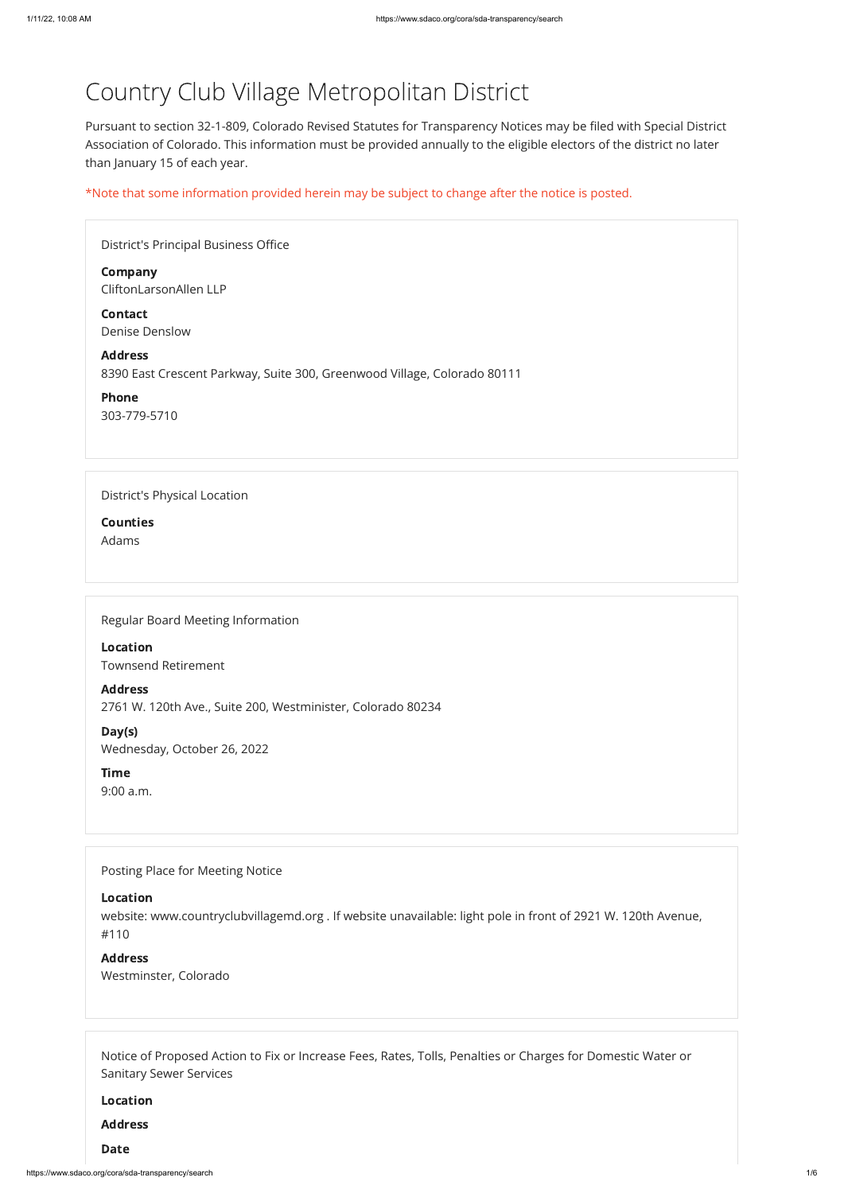# Country Club Village Metropolitan District

Pursuant to section 32-1-809, Colorado Revised Statutes for Transparency Notices may be filed with Special District Association of Colorado. This information must be provided annually to the eligible electors of the district no later than January 15 of each year.

*Note that some information provided herein may be subject to change after the notice is posted.

## District's Principal Business Office

**Company**
CliftonLarsonAllen LLP

**Contact**
Denise Denslow

**Address**
8390 East Crescent Parkway, Suite 300, Greenwood Village, Colorado 80111

**Phone**
303-779-5710

## District's Physical Location

**Counties**
Adams

## Regular Board Meeting Information

**Location**
Townsend Retirement

**Address**
2761 W. 120th Ave., Suite 200, Westminister, Colorado 80234

**Day(s)**
Wednesday, October 26, 2022

**Time**
9:00 a.m.

## Posting Place for Meeting Notice

**Location**
website: www.countryclubvillagemd.org . If website unavailable: light pole in front of 2921 W. 120th Avenue, #110

**Address**
Westminster, Colorado

## Notice of Proposed Action to Fix or Increase Fees, Rates, Tolls, Penalties or Charges for Domestic Water or Sanitary Sewer Services

**Location**

**Address**

**Date**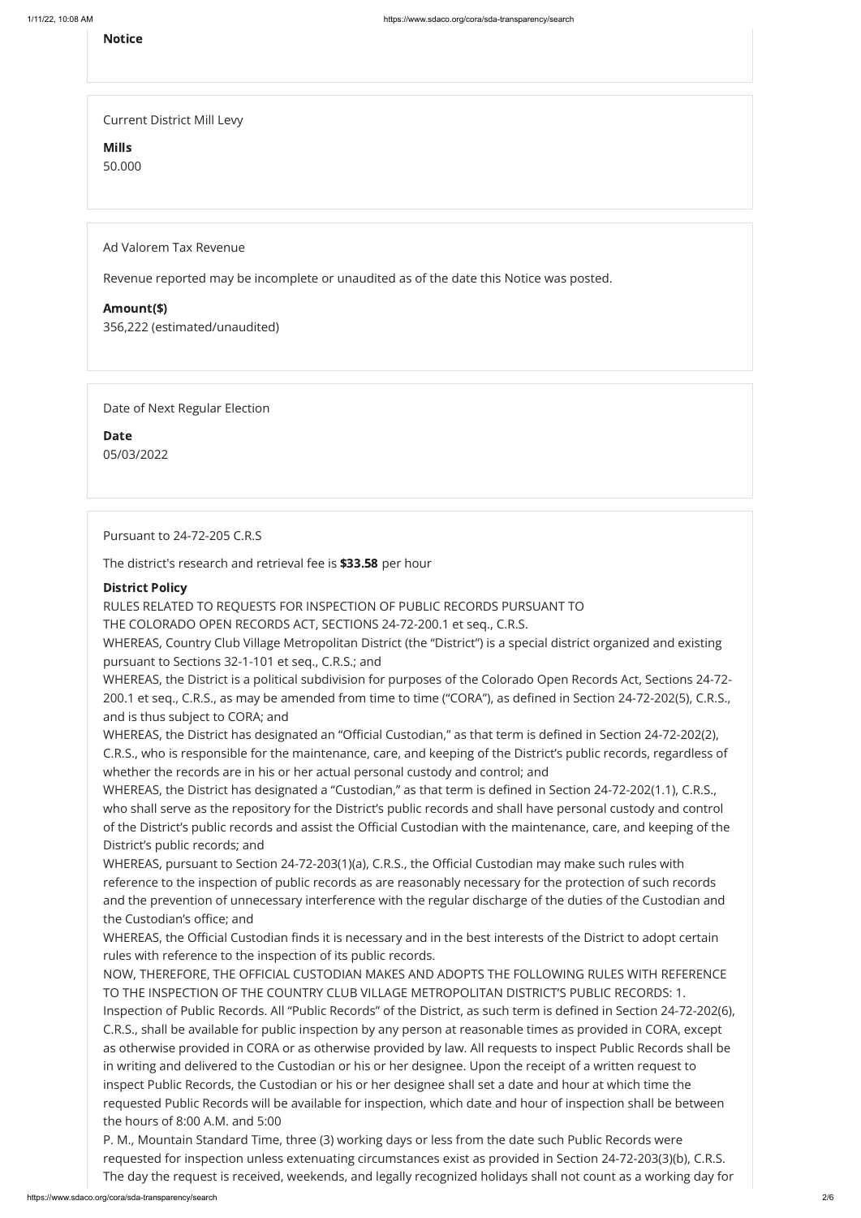**Notice**

Current District Mill Levy

**Mills**
50.000

Ad Valorem Tax Revenue

Revenue reported may be incomplete or unaudited as of the date this Notice was posted.

**Amount($)**
356,222 (estimated/unaudited)

Date of Next Regular Election

**Date**
05/03/2022

Pursuant to 24-72-205 C.R.S

The district's research and retrieval fee is **$33.58** per hour

**District Policy**

RULES RELATED TO REQUESTS FOR INSPECTION OF PUBLIC RECORDS PURSUANT TO THE COLORADO OPEN RECORDS ACT, SECTIONS 24-72-200.1 et seq., C.R.S.

WHEREAS, Country Club Village Metropolitan District (the "District") is a special district organized and existing pursuant to Sections 32-1-101 et seq., C.R.S.; and

WHEREAS, the District is a political subdivision for purposes of the Colorado Open Records Act, Sections 24-72-200.1 et seq., C.R.S., as may be amended from time to time ("CORA"), as defined in Section 24-72-202(5), C.R.S., and is thus subject to CORA; and

WHEREAS, the District has designated an "Official Custodian," as that term is defined in Section 24-72-202(2), C.R.S., who is responsible for the maintenance, care, and keeping of the District's public records, regardless of whether the records are in his or her actual personal custody and control; and

WHEREAS, the District has designated a "Custodian," as that term is defined in Section 24-72-202(1.1), C.R.S., who shall serve as the repository for the District's public records and shall have personal custody and control of the District's public records and assist the Official Custodian with the maintenance, care, and keeping of the District's public records; and

WHEREAS, pursuant to Section 24-72-203(1)(a), C.R.S., the Official Custodian may make such rules with reference to the inspection of public records as are reasonably necessary for the protection of such records and the prevention of unnecessary interference with the regular discharge of the duties of the Custodian and the Custodian's office; and

WHEREAS, the Official Custodian finds it is necessary and in the best interests of the District to adopt certain rules with reference to the inspection of its public records.

NOW, THEREFORE, THE OFFICIAL CUSTODIAN MAKES AND ADOPTS THE FOLLOWING RULES WITH REFERENCE TO THE INSPECTION OF THE COUNTRY CLUB VILLAGE METROPOLITAN DISTRICT'S PUBLIC RECORDS: 1. Inspection of Public Records. All "Public Records" of the District, as such term is defined in Section 24-72-202(6), C.R.S., shall be available for public inspection by any person at reasonable times as provided in CORA, except as otherwise provided in CORA or as otherwise provided by law. All requests to inspect Public Records shall be in writing and delivered to the Custodian or his or her designee. Upon the receipt of a written request to inspect Public Records, the Custodian or his or her designee shall set a date and hour at which time the requested Public Records will be available for inspection, which date and hour of inspection shall be between the hours of 8:00 A.M. and 5:00

P. M., Mountain Standard Time, three (3) working days or less from the date such Public Records were requested for inspection unless extenuating circumstances exist as provided in Section 24-72-203(3)(b), C.R.S. The day the request is received, weekends, and legally recognized holidays shall not count as a working day for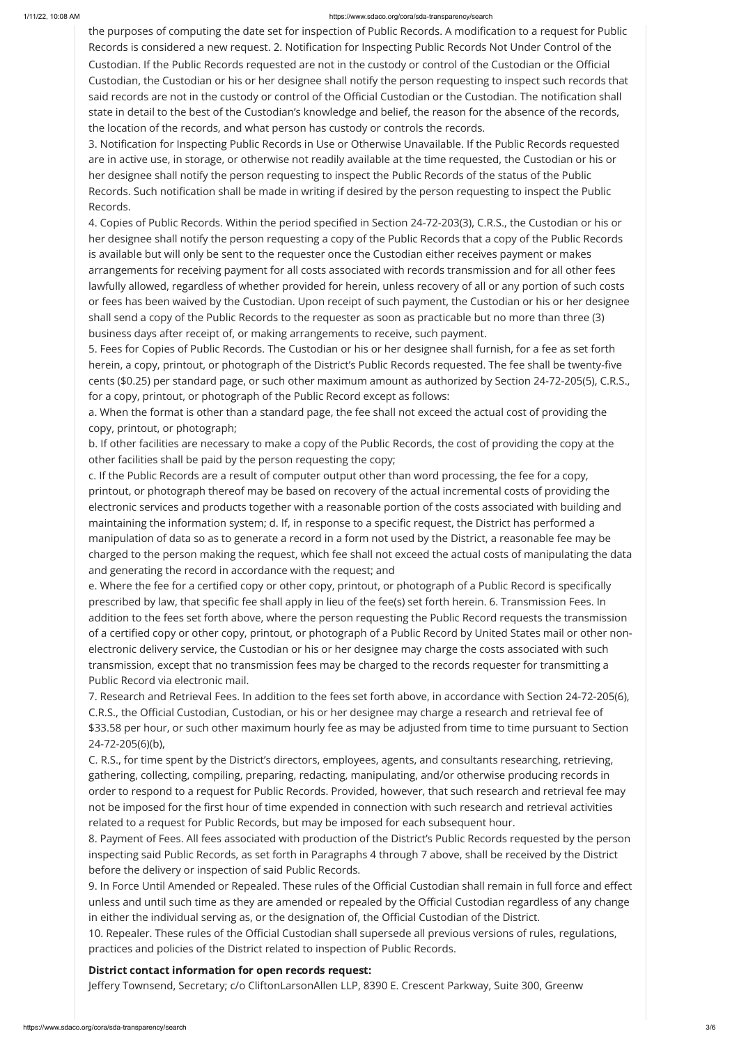the purposes of computing the date set for inspection of Public Records. A modification to a request for Public Records is considered a new request. 2. Notification for Inspecting Public Records Not Under Control of the Custodian. If the Public Records requested are not in the custody or control of the Custodian or the Official Custodian, the Custodian or his or her designee shall notify the person requesting to inspect such records that said records are not in the custody or control of the Official Custodian or the Custodian. The notification shall state in detail to the best of the Custodian's knowledge and belief, the reason for the absence of the records, the location of the records, and what person has custody or controls the records.

3. Notification for Inspecting Public Records in Use or Otherwise Unavailable. If the Public Records requested are in active use, in storage, or otherwise not readily available at the time requested, the Custodian or his or her designee shall notify the person requesting to inspect the Public Records of the status of the Public Records. Such notification shall be made in writing if desired by the person requesting to inspect the Public Records.

4. Copies of Public Records. Within the period specified in Section 24-72-203(3), C.R.S., the Custodian or his or her designee shall notify the person requesting a copy of the Public Records that a copy of the Public Records is available but will only be sent to the requester once the Custodian either receives payment or makes arrangements for receiving payment for all costs associated with records transmission and for all other fees lawfully allowed, regardless of whether provided for herein, unless recovery of all or any portion of such costs or fees has been waived by the Custodian. Upon receipt of such payment, the Custodian or his or her designee shall send a copy of the Public Records to the requester as soon as practicable but no more than three (3) business days after receipt of, or making arrangements to receive, such payment.

5. Fees for Copies of Public Records. The Custodian or his or her designee shall furnish, for a fee as set forth herein, a copy, printout, or photograph of the District's Public Records requested. The fee shall be twenty-five cents ($0.25) per standard page, or such other maximum amount as authorized by Section 24-72-205(5), C.R.S., for a copy, printout, or photograph of the Public Record except as follows:

a. When the format is other than a standard page, the fee shall not exceed the actual cost of providing the copy, printout, or photograph;

b. If other facilities are necessary to make a copy of the Public Records, the cost of providing the copy at the other facilities shall be paid by the person requesting the copy;

c. If the Public Records are a result of computer output other than word processing, the fee for a copy, printout, or photograph thereof may be based on recovery of the actual incremental costs of providing the electronic services and products together with a reasonable portion of the costs associated with building and maintaining the information system; d. If, in response to a specific request, the District has performed a manipulation of data so as to generate a record in a form not used by the District, a reasonable fee may be charged to the person making the request, which fee shall not exceed the actual costs of manipulating the data and generating the record in accordance with the request; and

e. Where the fee for a certified copy or other copy, printout, or photograph of a Public Record is specifically prescribed by law, that specific fee shall apply in lieu of the fee(s) set forth herein. 6. Transmission Fees. In addition to the fees set forth above, where the person requesting the Public Record requests the transmission of a certified copy or other copy, printout, or photograph of a Public Record by United States mail or other non-electronic delivery service, the Custodian or his or her designee may charge the costs associated with such transmission, except that no transmission fees may be charged to the records requester for transmitting a Public Record via electronic mail.

7. Research and Retrieval Fees. In addition to the fees set forth above, in accordance with Section 24-72-205(6), C.R.S., the Official Custodian, Custodian, or his or her designee may charge a research and retrieval fee of $33.58 per hour, or such other maximum hourly fee as may be adjusted from time to time pursuant to Section 24-72-205(6)(b),

C. R.S., for time spent by the District's directors, employees, agents, and consultants researching, retrieving, gathering, collecting, compiling, preparing, redacting, manipulating, and/or otherwise producing records in order to respond to a request for Public Records. Provided, however, that such research and retrieval fee may not be imposed for the first hour of time expended in connection with such research and retrieval activities related to a request for Public Records, but may be imposed for each subsequent hour.

8. Payment of Fees. All fees associated with production of the District's Public Records requested by the person inspecting said Public Records, as set forth in Paragraphs 4 through 7 above, shall be received by the District before the delivery or inspection of said Public Records.

9. In Force Until Amended or Repealed. These rules of the Official Custodian shall remain in full force and effect unless and until such time as they are amended or repealed by the Official Custodian regardless of any change in either the individual serving as, or the designation of, the Official Custodian of the District.

10. Repealer. These rules of the Official Custodian shall supersede all previous versions of rules, regulations, practices and policies of the District related to inspection of Public Records.

**District contact information for open records request:**

Jeffery Townsend, Secretary; c/o CliftonLarsonAllen LLP, 8390 E. Crescent Parkway, Suite 300, Greenw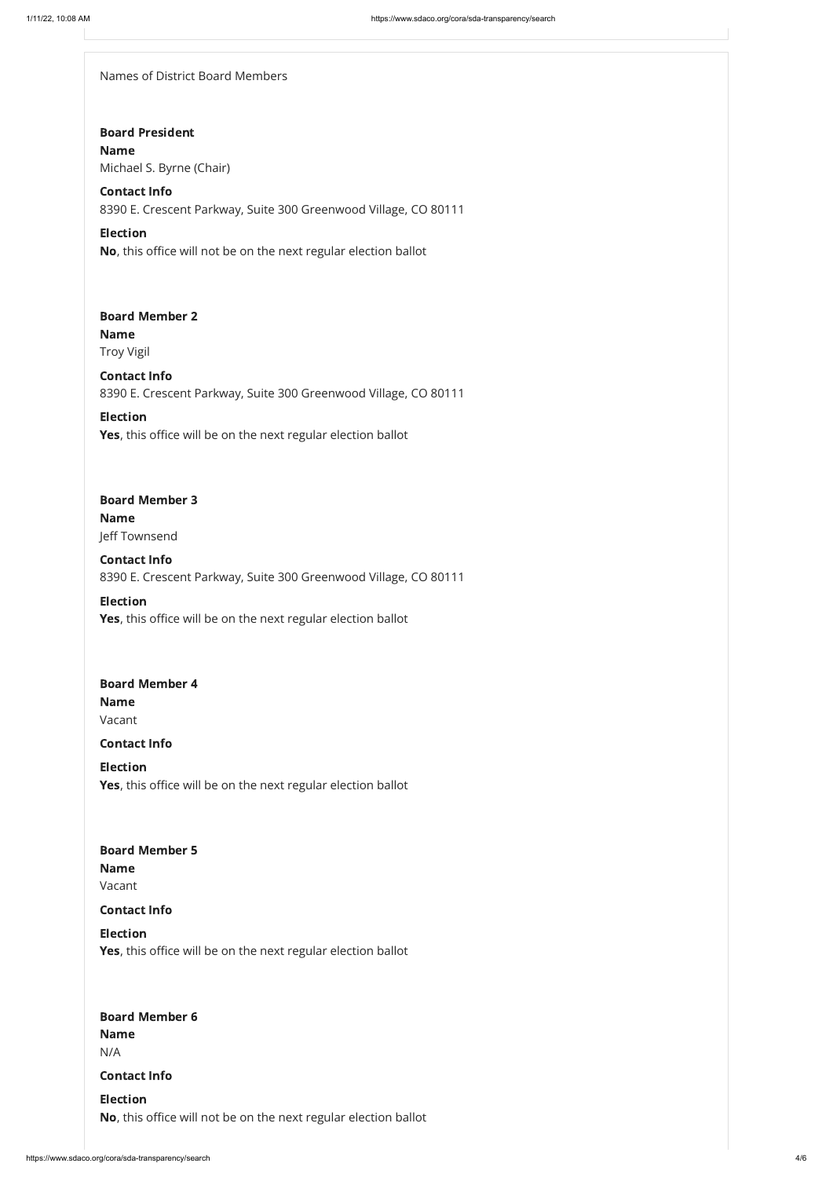Names of District Board Members

**Board President**

**Name**

Michael S. Byrne (Chair)

**Contact Info**

8390 E. Crescent Parkway, Suite 300 Greenwood Village, CO 80111

**Election**

**No**, this office will not be on the next regular election ballot

**Board Member 2**

**Name**

Troy Vigil

**Contact Info**

8390 E. Crescent Parkway, Suite 300 Greenwood Village, CO 80111

**Election**

**Yes**, this office will be on the next regular election ballot

**Board Member 3**

**Name**

Jeff Townsend

**Contact Info**

8390 E. Crescent Parkway, Suite 300 Greenwood Village, CO 80111

**Election**

**Yes**, this office will be on the next regular election ballot

**Board Member 4**

**Name**

Vacant

**Contact Info**

**Election**

**Yes**, this office will be on the next regular election ballot

**Board Member 5**

**Name**

Vacant

**Contact Info**

**Election**

**Yes**, this office will be on the next regular election ballot

**Board Member 6**

**Name**

N/A

**Contact Info**

**Election**

**No**, this office will not be on the next regular election ballot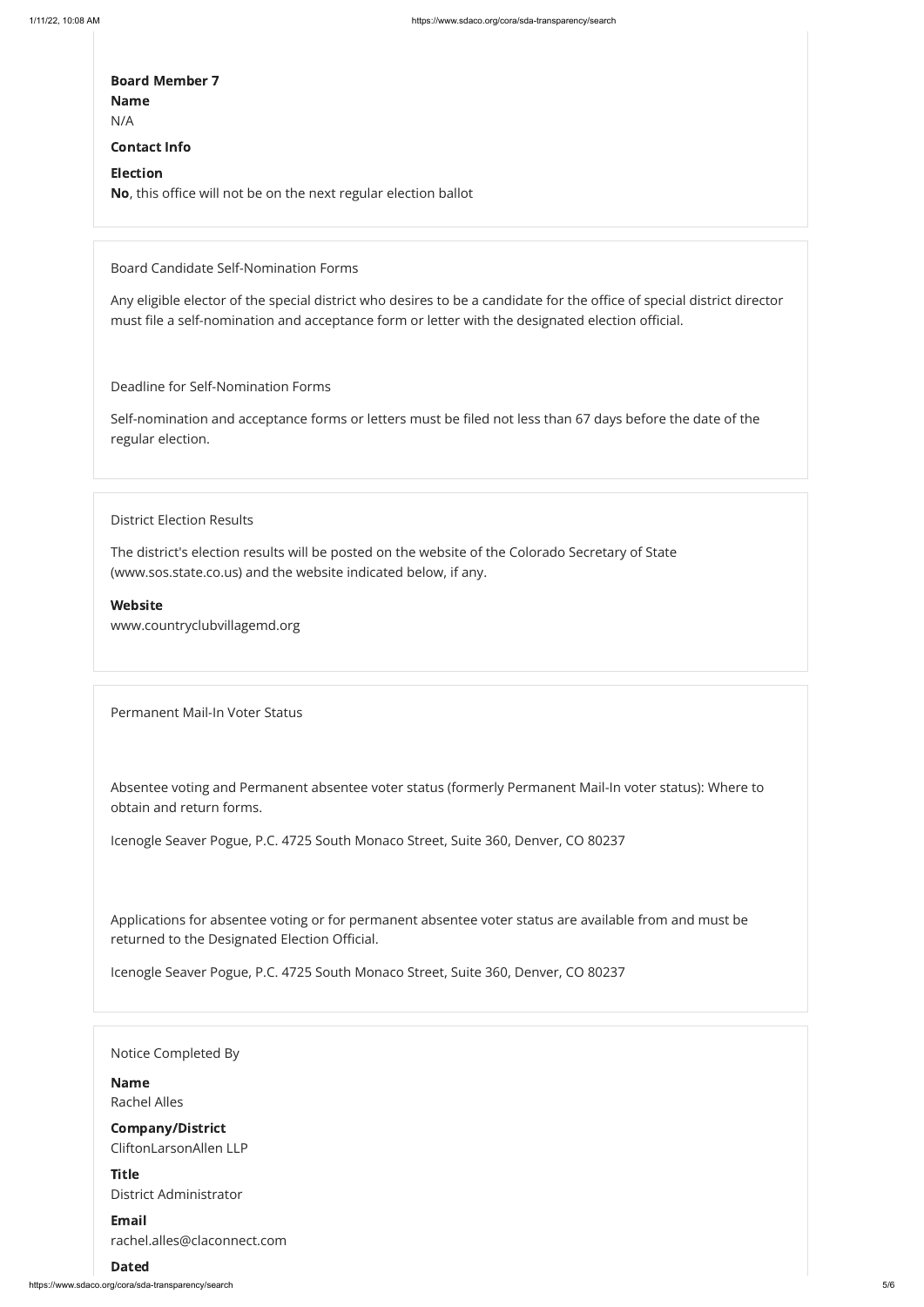**Board Member 7**

**Name**

N/A

**Contact Info**

**Election**

**No**, this office will not be on the next regular election ballot

Board Candidate Self-Nomination Forms

Any eligible elector of the special district who desires to be a candidate for the office of special district director must file a self-nomination and acceptance form or letter with the designated election official.

Deadline for Self-Nomination Forms

Self-nomination and acceptance forms or letters must be filed not less than 67 days before the date of the regular election.

District Election Results

The district's election results will be posted on the website of the Colorado Secretary of State (www.sos.state.co.us) and the website indicated below, if any.

**Website**

www.countryclubvillagemd.org

Permanent Mail-In Voter Status

Absentee voting and Permanent absentee voter status (formerly Permanent Mail-In voter status): Where to obtain and return forms.

Icenogle Seaver Pogue, P.C. 4725 South Monaco Street, Suite 360, Denver, CO 80237

Applications for absentee voting or for permanent absentee voter status are available from and must be returned to the Designated Election Official.

Icenogle Seaver Pogue, P.C. 4725 South Monaco Street, Suite 360, Denver, CO 80237

Notice Completed By

**Name**

Rachel Alles

**Company/District**

CliftonLarsonAllen LLP

**Title**

District Administrator

**Email**

rachel.alles@claconnect.com

**Dated**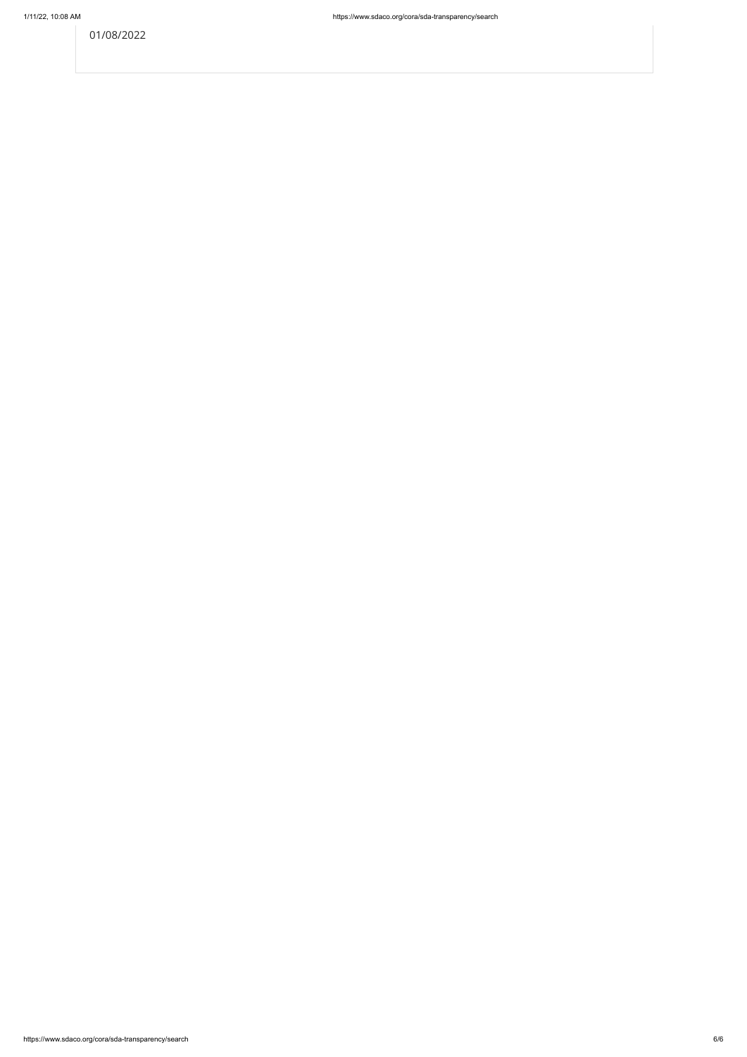01/08/2022